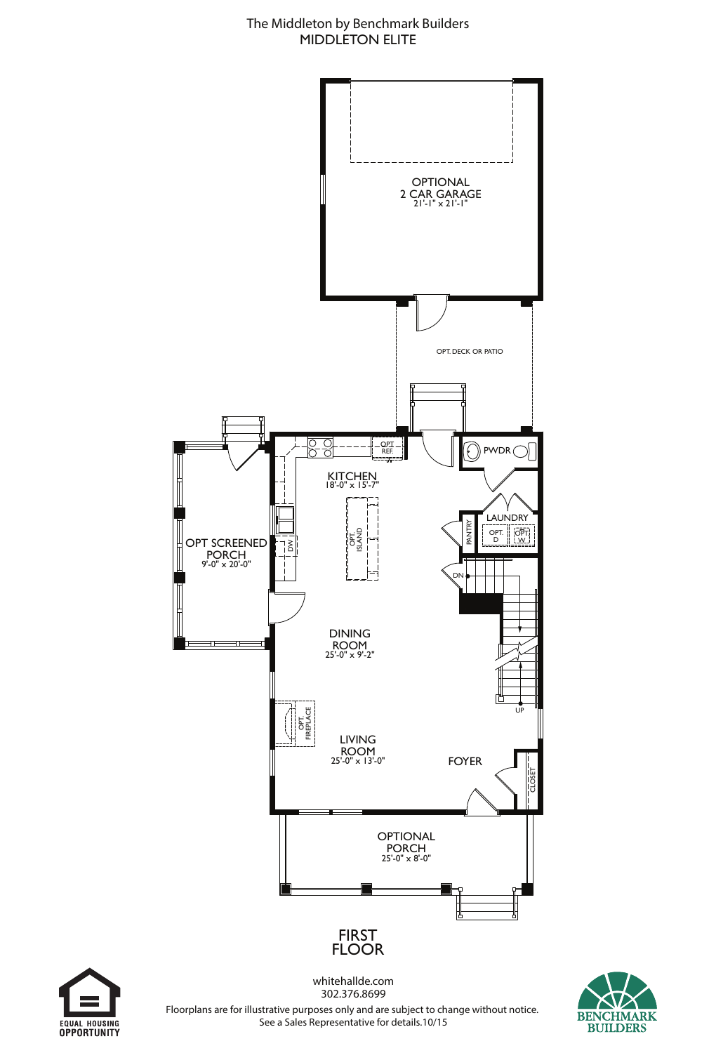# The Middleton by Benchmark Builders

## MIDDLETON ELITE

OPTIONAL 2 CAR GARAGE 21'-1" x 21'-1"

OPT. DECK OR PATIO

KITCHEN 18'-0" x 15'-7"

OPT REF

OPT. ISLAND

DW

PWDR

PANTRY

LAUNDRY

OPT. D

OPT. W

DN

UP

OPT SCREENED PORCH 9'-0" x 20'-0"

DINING ROOM 25'-0" x 9'-2"

OPT. FIREPLACE

LIVING ROOM 25'-0" x 13'-0"

FOYER

CLOSET

OPTIONAL PORCH 25'-0" x 8'-0"

## FIRST FLOOR

whitehallde.com
302.376.8699

Floorplans are for illustrative purposes only and are subject to change without notice.
See a Sales Representative for details.10/15

EQUAL HOUSING OPPORTUNITY

BENCHMARK BUILDERS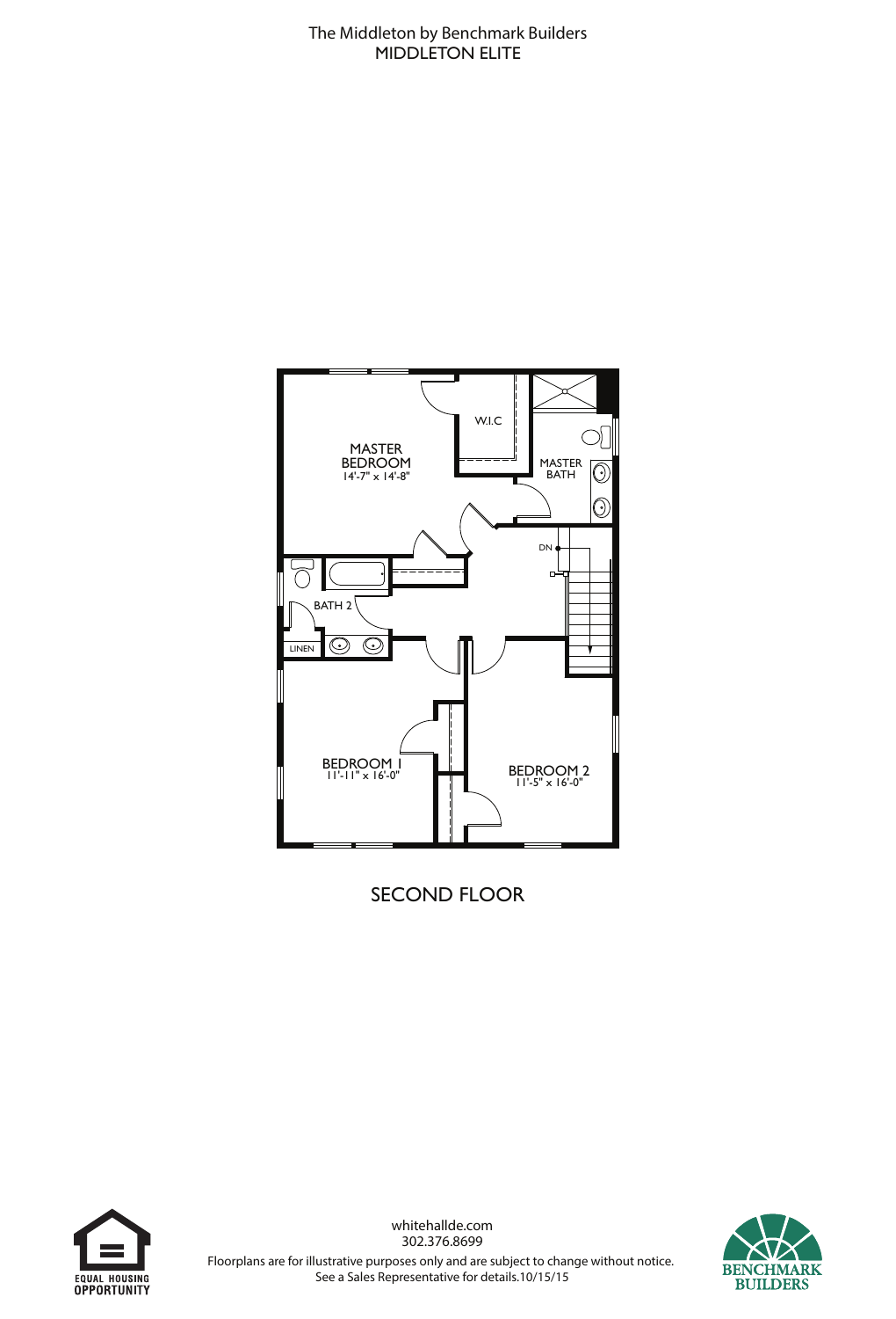The Middleton by Benchmark Builders
MIDDLETON ELITE

MASTER BEDROOM
14'-7" x 14'-8"

W.I.C

MASTER BATH

DN

BATH 2

LINEN

BEDROOM 1
11'-11" x 16'-0"

BEDROOM 2
11'-5" x 16'-0"

SECOND FLOOR

whitehallde.com
302.376.8699
Floorplans are for illustrative purposes only and are subject to change without notice.
See a Sales Representative for details.10/15/15

EQUAL HOUSING OPPORTUNITY

BENCHMARK BUILDERS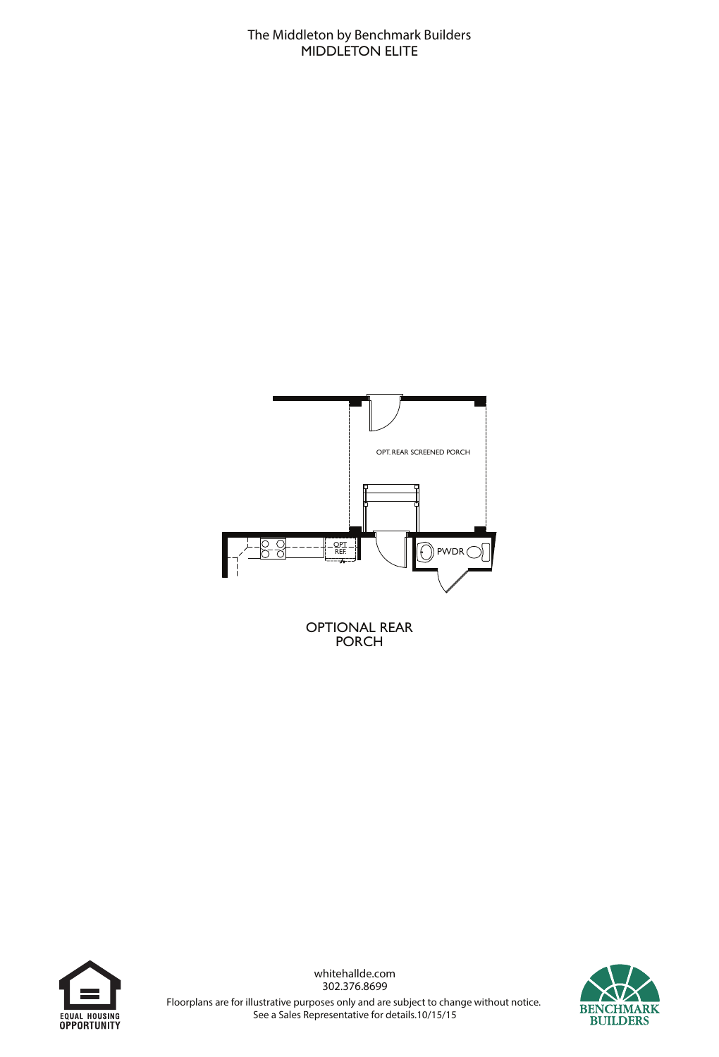The Middleton by Benchmark Builders
MIDDLETON ELITE

OPT. REAR SCREENED PORCH

OPT. REF.

PWDR

OPTIONAL REAR PORCH

whitehallde.com
302.376.8699
Floorplans are for illustrative purposes only and are subject to change without notice.
See a Sales Representative for details.10/15/15

EQUAL HOUSING OPPORTUNITY

BENCHMARK BUILDERS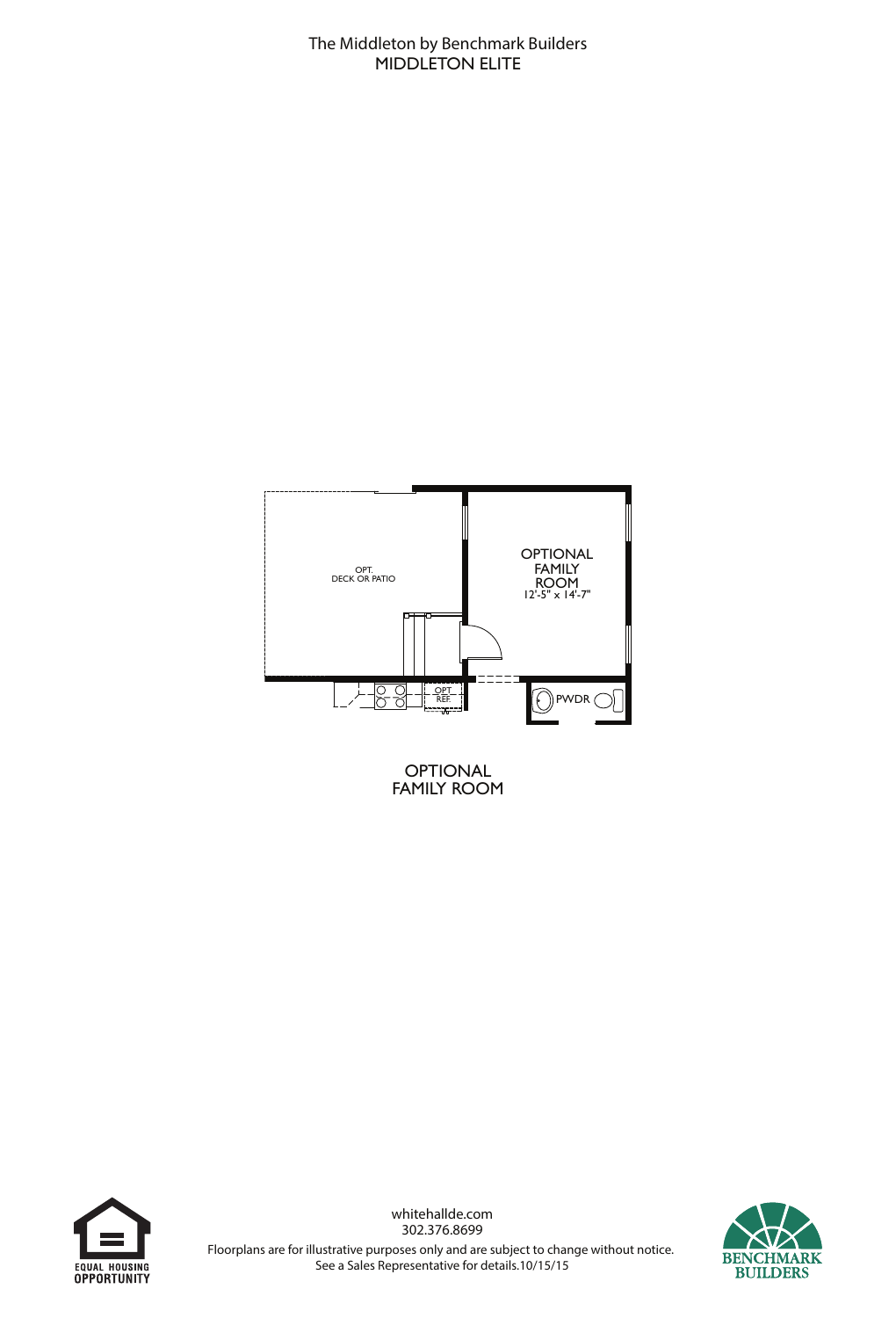The Middleton by Benchmark Builders
MIDDLETON ELITE

OPT.
DECK OR PATIO

OPTIONAL
FAMILY
ROOM
12'-5" x 14'-7"

OPT.
REF

PWDR

OPTIONAL
FAMILY ROOM

whitehallde.com
302.376.8699
Floorplans are for illustrative purposes only and are subject to change without notice.
See a Sales Representative for details.10/15/15

EQUAL HOUSING
OPPORTUNITY

BENCHMARK
BUILDERS